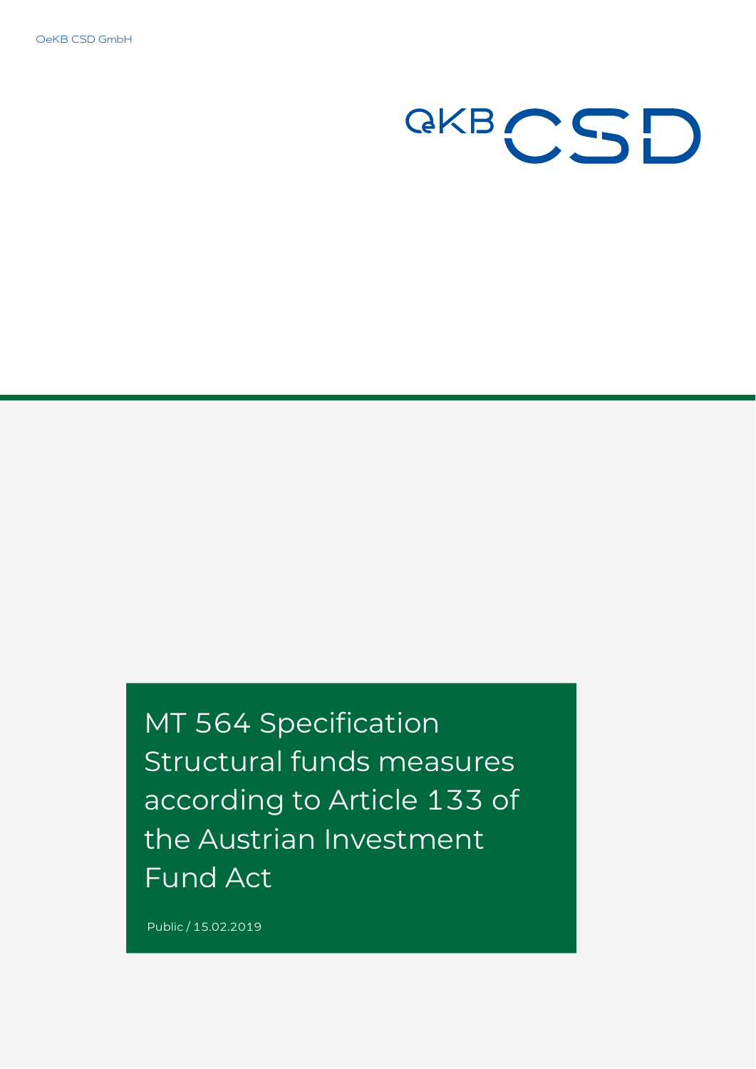OeKB CSD GmbH

OeKB CSD

# MT 564 Specification Structural funds measures according to Article 133 of the Austrian Investment Fund Act

Public / 15.02.2019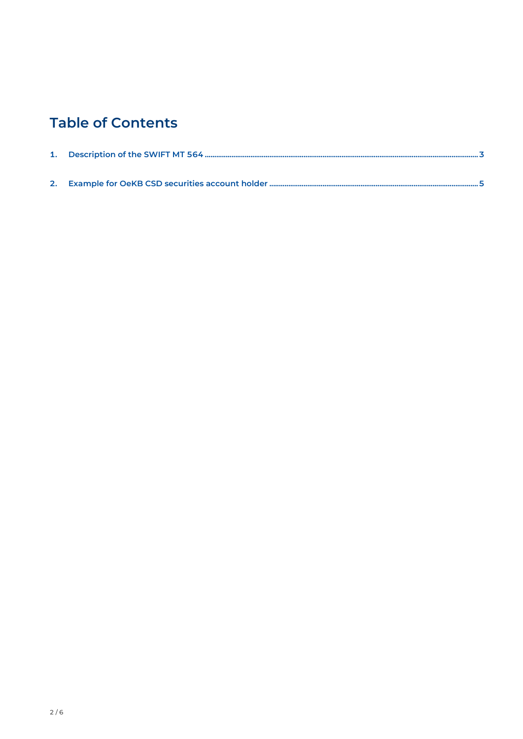# Table of Contents

1. Description of the SWIFT MT 564 ............................................................ 3

2. Example for OeKB CSD securities account holder ............................................................ 5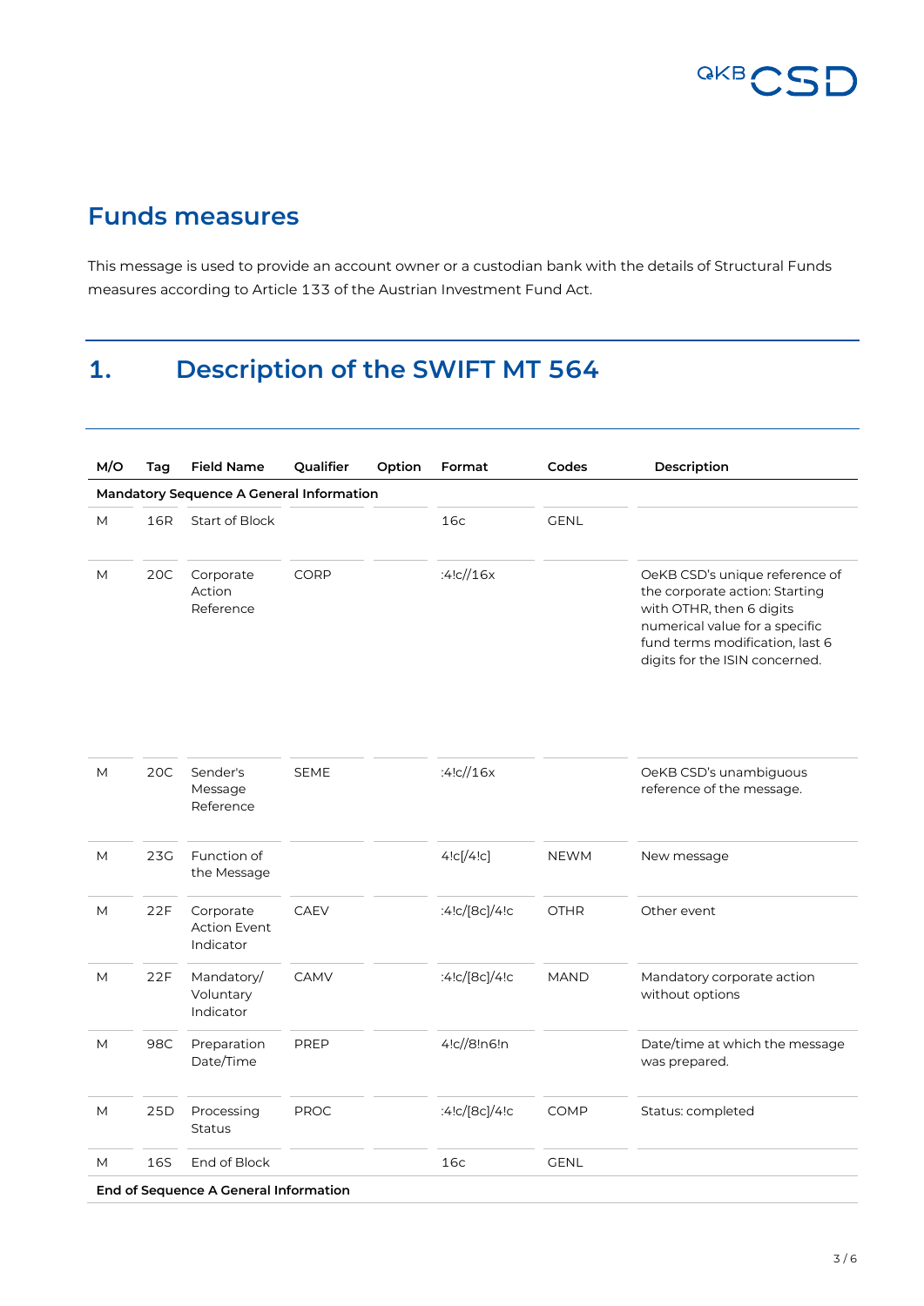# Funds measures

This message is used to provide an account owner or a custodian bank with the details of Structural Funds measures according to Article 133 of the Austrian Investment Fund Act.

## 1. Description of the SWIFT MT 564

| M/O | Tag | Field Name | Qualifier | Option | Format | Codes | Description |
|---|---|---|---|---|---|---|---|
| **Mandatory Sequence A General Information** | | | | | | | |
| M | 16R | Start of Block | | | 16c | GENL | |
| M | 20C | Corporate Action Reference | CORP | | :4!c//16x | | OeKB CSD's unique reference of the corporate action: Starting with OTHR, then 6 digits numerical value for a specific fund terms modification, last 6 digits for the ISIN concerned. |
| M | 20C | Sender's Message Reference | SEME | | :4!c//16x | | OeKB CSD's unambiguous reference of the message. |
| M | 23G | Function of the Message | | | 4!c[/4!c] | NEWM | New message |
| M | 22F | Corporate Action Event Indicator | CAEV | | :4!c/[8c]/4!c | OTHR | Other event |
| M | 22F | Mandatory/ Voluntary Indicator | CAMV | | :4!c/[8c]/4!c | MAND | Mandatory corporate action without options |
| M | 98C | Preparation Date/Time | PREP | | 4!c//8!n6!n | | Date/time at which the message was prepared. |
| M | 25D | Processing Status | PROC | | :4!c/[8c]/4!c | COMP | Status: completed |
| M | 16S | End of Block | | | 16c | GENL | |
| **End of Sequence A General Information** | | | | | | | |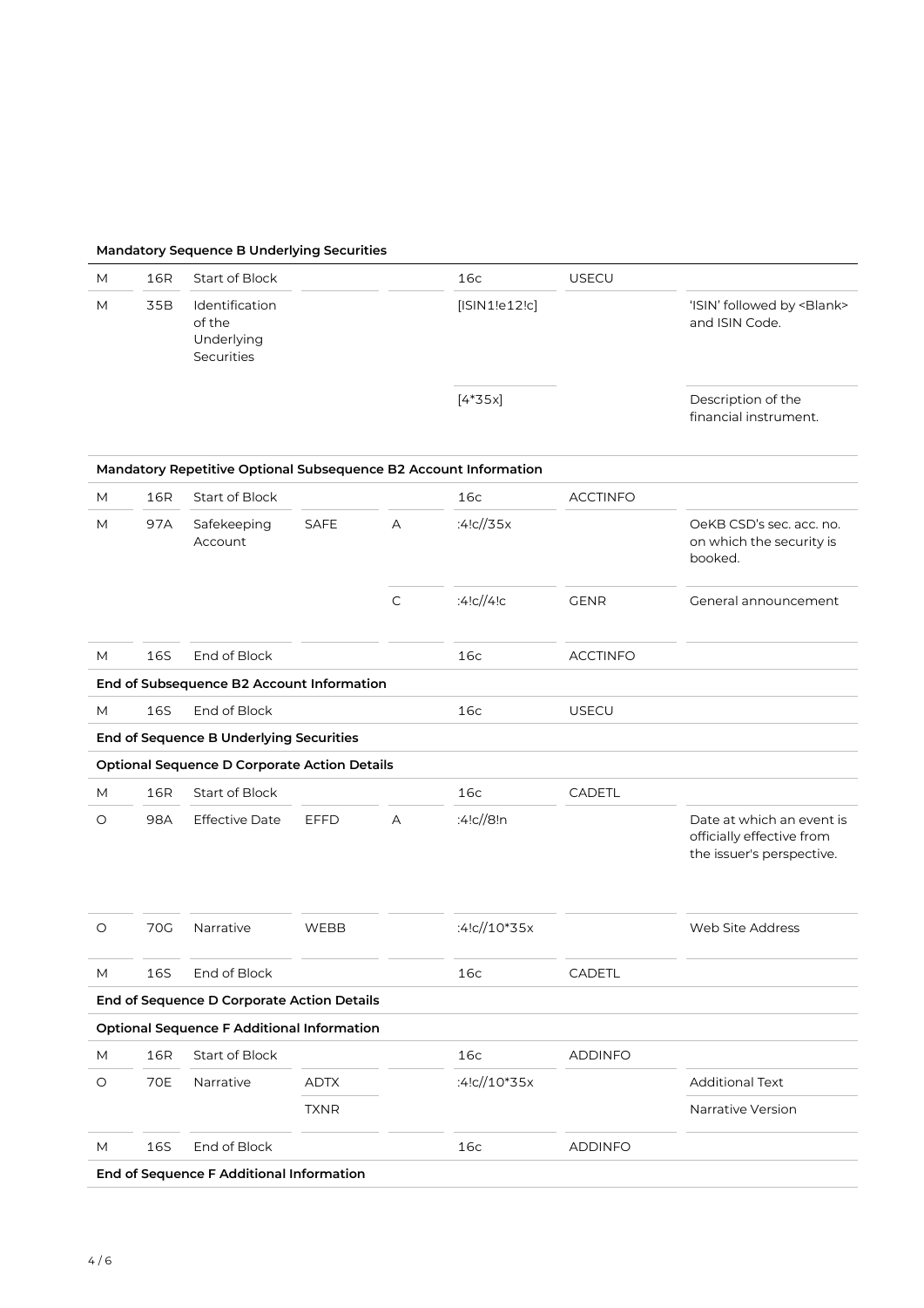| | | | | | | | |
|---|---|---|---|---|---|---|---|
| **Mandatory Sequence B Underlying Securities** | | | | | | | |
| M | 16R | Start of Block | | | 16c | USECU | |
| M | 35B | Identification of the Underlying Securities | | | [ISIN1!e12!c] | | 'ISIN' followed by <Blank> and ISIN Code. |
| | | | | | [4*35x] | | Description of the financial instrument. |
| **Mandatory Repetitive Optional Subsequence B2 Account Information** | | | | | | | |
| M | 16R | Start of Block | | | 16c | ACCTINFO | |
| M | 97A | Safekeeping Account | SAFE | A | :4!c//35x | | OeKB CSD's sec. acc. no. on which the security is booked. |
| | | | | C | :4!c//4!c | GENR | General announcement |
| M | 16S | End of Block | | | 16c | ACCTINFO | |
| **End of Subsequence B2 Account Information** | | | | | | | |
| M | 16S | End of Block | | | 16c | USECU | |
| **End of Sequence B Underlying Securities** | | | | | | | |
| **Optional Sequence D Corporate Action Details** | | | | | | | |
| M | 16R | Start of Block | | | 16c | CADETL | |
| O | 98A | Effective Date | EFFD | A | :4!c//8!n | | Date at which an event is officially effective from the issuer's perspective. |
| O | 70G | Narrative | WEBB | | :4!c//10*35x | | Web Site Address |
| M | 16S | End of Block | | | 16c | CADETL | |
| **End of Sequence D Corporate Action Details** | | | | | | | |
| **Optional Sequence F Additional Information** | | | | | | | |
| M | 16R | Start of Block | | | 16c | ADDINFO | |
| O | 70E | Narrative | ADTX | | :4!c//10*35x | | Additional Text |
| | | | TXNR | | | | Narrative Version |
| M | 16S | End of Block | | | 16c | ADDINFO | |
| **End of Sequence F Additional Information** | | | | | | | |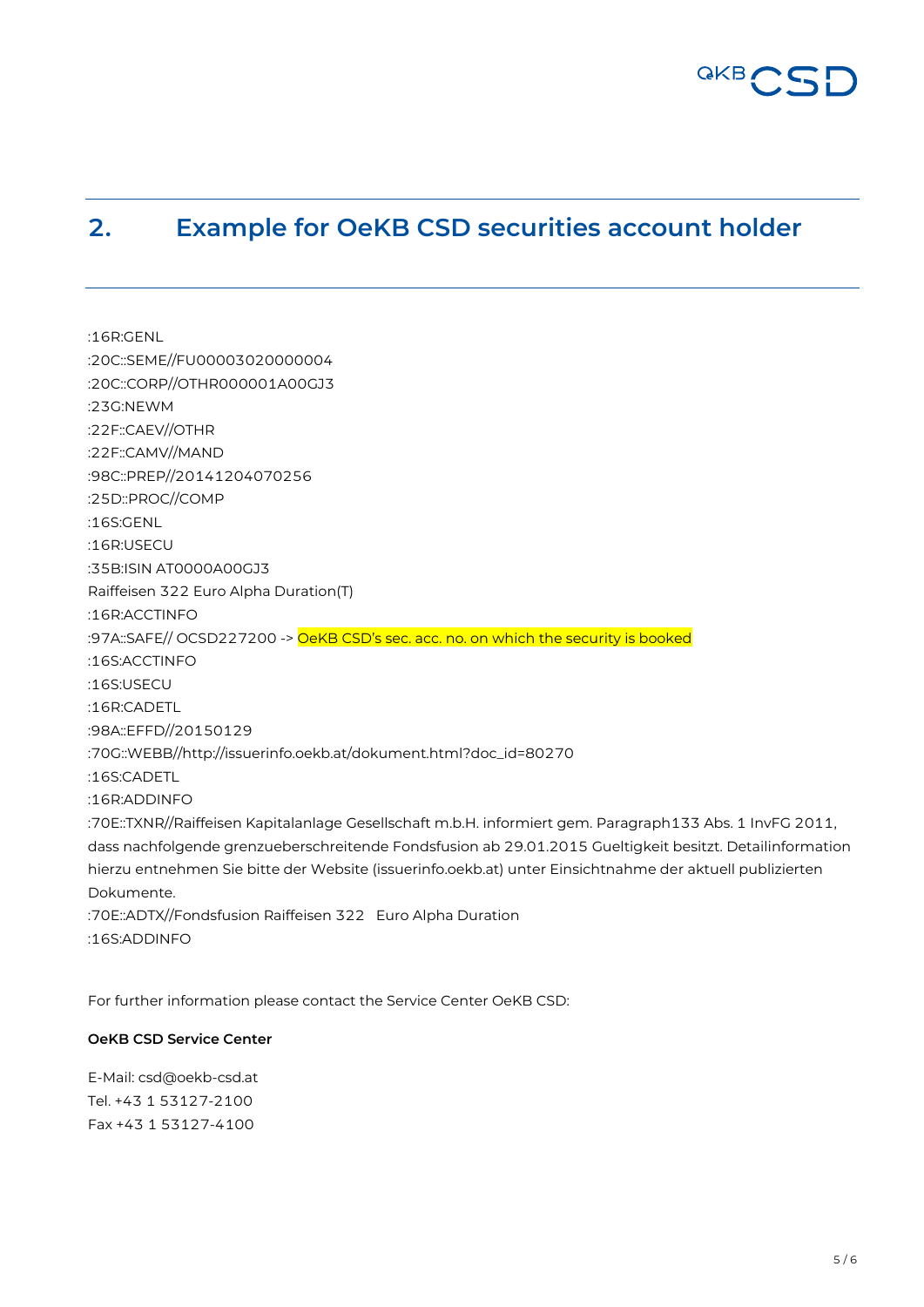## 2. Example for OeKB CSD securities account holder

```
:16R:GENL
:20C::SEME//FU00003020000004
:20C::CORP//OTHR000001A00GJ3
:23G:NEWM
:22F::CAEV//OTHR
:22F::CAMV//MAND
:98C::PREP//20141204070256
:25D::PROC//COMP
:16S:GENL
:16R:USECU
:35B:ISIN AT0000A00GJ3
Raiffeisen 322 Euro Alpha Duration(T)
:16R:ACCTINFO
:97A::SAFE// OCSD227200 -> OeKB CSD's sec. acc. no. on which the security is booked
:16S:ACCTINFO
:16S:USECU
:16R:CADETL
:98A::EFFD//20150129
:70G::WEBB//http://issuerinfo.oekb.at/dokument.html?doc_id=80270
:16S:CADETL
:16R:ADDINFO
:70E::TXNR//Raiffeisen Kapitalanlage Gesellschaft m.b.H. informiert gem. Paragraph133 Abs. 1 InvFG 2011, dass nachfolgende grenzueberschreitende Fondsfusion ab 29.01.2015 Gueltigkeit besitzt. Detailinformation hierzu entnehmen Sie bitte der Website (issuerinfo.oekb.at) unter Einsichtnahme der aktuell publizierten Dokumente.
:70E::ADTX//Fondsfusion Raiffeisen 322   Euro Alpha Duration
:16S:ADDINFO
```

For further information please contact the Service Center OeKB CSD:

**OeKB CSD Service Center**

E-Mail: csd@oekb-csd.at
Tel. +43 1 53127-2100
Fax +43 1 53127-4100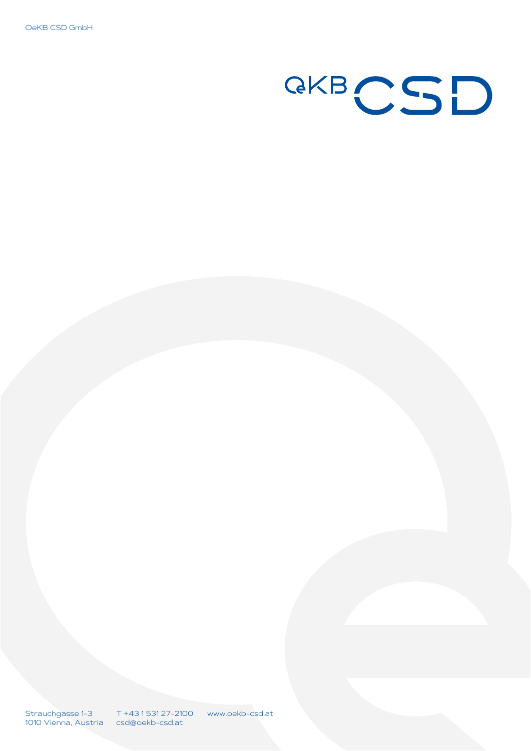OeKB CSD GmbH

Strauchgasse 1-3
1010 Vienna, Austria

T +43 1 531 27-2100
csd@oekb-csd.at

www.oekb-csd.at